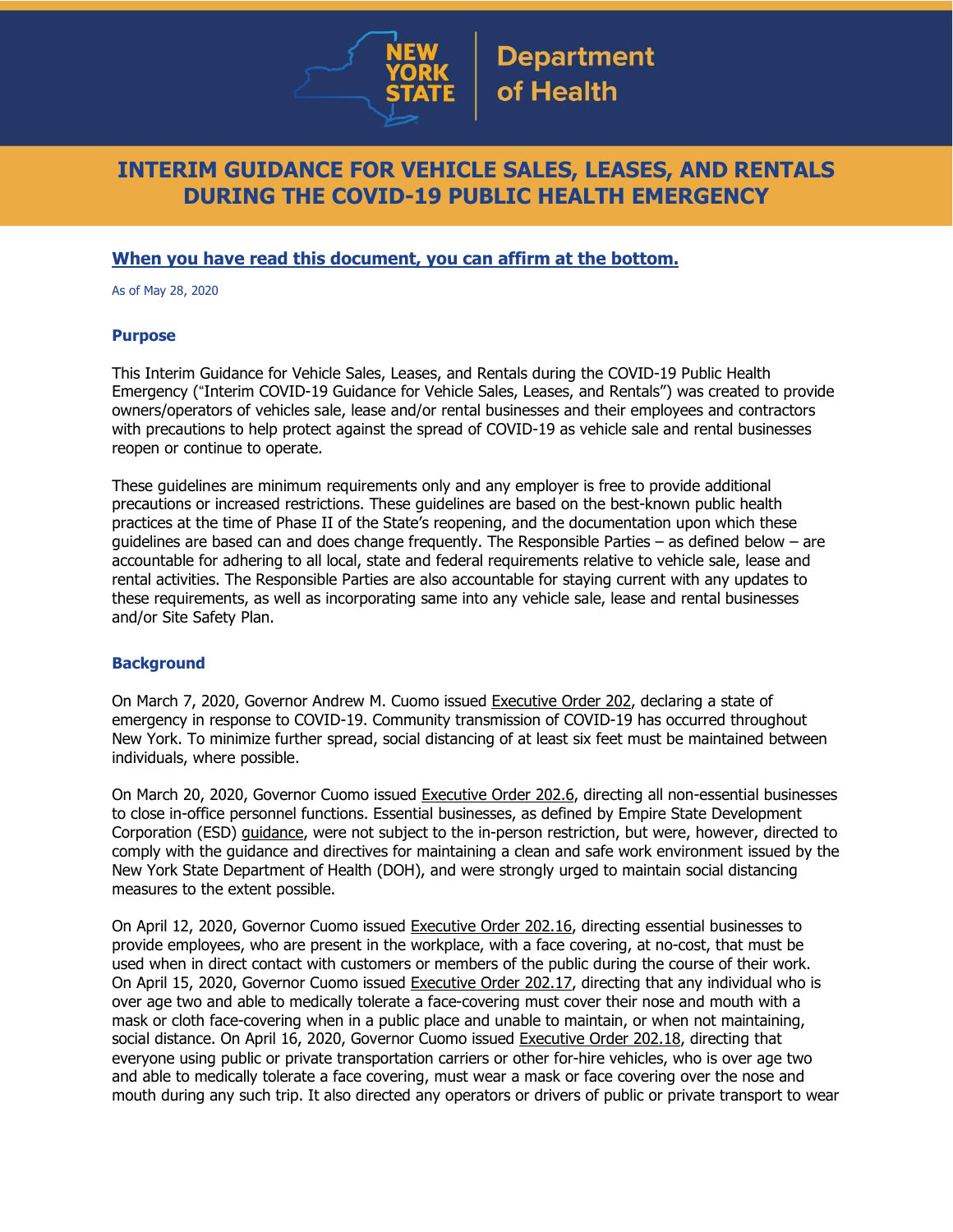New York State Department of Health

# INTERIM GUIDANCE FOR VEHICLE SALES, LEASES, AND RENTALS DURING THE COVID-19 PUBLIC HEALTH EMERGENCY

**When you have read this document, you can affirm at the bottom.**

As of May 28, 2020

### Purpose

This Interim Guidance for Vehicle Sales, Leases, and Rentals during the COVID-19 Public Health Emergency ("Interim COVID-19 Guidance for Vehicle Sales, Leases, and Rentals") was created to provide owners/operators of vehicles sale, lease and/or rental businesses and their employees and contractors with precautions to help protect against the spread of COVID-19 as vehicle sale and rental businesses reopen or continue to operate.

These guidelines are minimum requirements only and any employer is free to provide additional precautions or increased restrictions. These guidelines are based on the best-known public health practices at the time of Phase II of the State's reopening, and the documentation upon which these guidelines are based can and does change frequently. The Responsible Parties – as defined below – are accountable for adhering to all local, state and federal requirements relative to vehicle sale, lease and rental activities. The Responsible Parties are also accountable for staying current with any updates to these requirements, as well as incorporating same into any vehicle sale, lease and rental businesses and/or Site Safety Plan.

### Background

On March 7, 2020, Governor Andrew M. Cuomo issued Executive Order 202, declaring a state of emergency in response to COVID-19. Community transmission of COVID-19 has occurred throughout New York. To minimize further spread, social distancing of at least six feet must be maintained between individuals, where possible.

On March 20, 2020, Governor Cuomo issued Executive Order 202.6, directing all non-essential businesses to close in-office personnel functions. Essential businesses, as defined by Empire State Development Corporation (ESD) guidance, were not subject to the in-person restriction, but were, however, directed to comply with the guidance and directives for maintaining a clean and safe work environment issued by the New York State Department of Health (DOH), and were strongly urged to maintain social distancing measures to the extent possible.

On April 12, 2020, Governor Cuomo issued Executive Order 202.16, directing essential businesses to provide employees, who are present in the workplace, with a face covering, at no-cost, that must be used when in direct contact with customers or members of the public during the course of their work. On April 15, 2020, Governor Cuomo issued Executive Order 202.17, directing that any individual who is over age two and able to medically tolerate a face-covering must cover their nose and mouth with a mask or cloth face-covering when in a public place and unable to maintain, or when not maintaining, social distance. On April 16, 2020, Governor Cuomo issued Executive Order 202.18, directing that everyone using public or private transportation carriers or other for-hire vehicles, who is over age two and able to medically tolerate a face covering, must wear a mask or face covering over the nose and mouth during any such trip. It also directed any operators or drivers of public or private transport to wear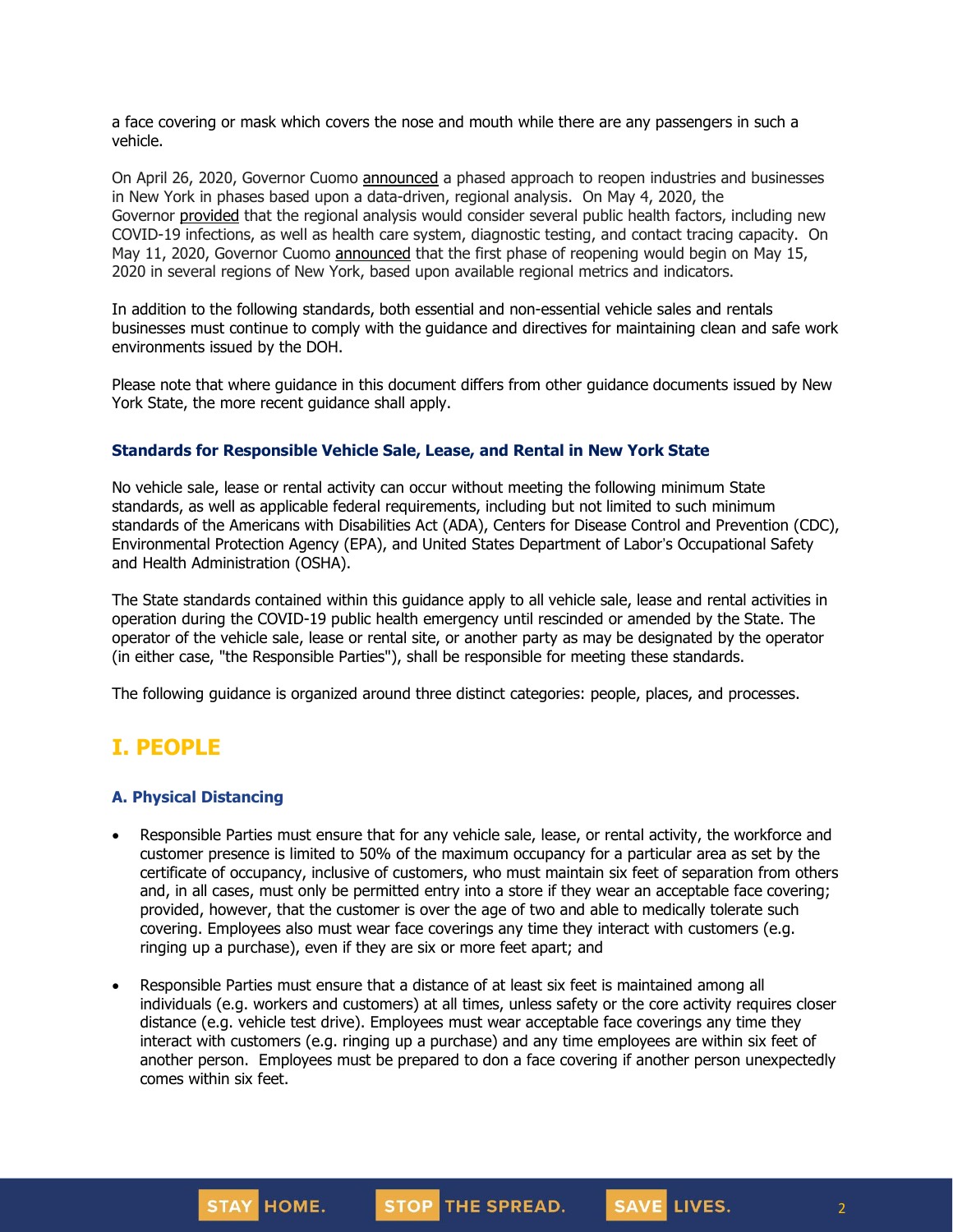a face covering or mask which covers the nose and mouth while there are any passengers in such a vehicle.

On April 26, 2020, Governor Cuomo announced a phased approach to reopen industries and businesses in New York in phases based upon a data-driven, regional analysis. On May 4, 2020, the Governor provided that the regional analysis would consider several public health factors, including new COVID-19 infections, as well as health care system, diagnostic testing, and contact tracing capacity. On May 11, 2020, Governor Cuomo announced that the first phase of reopening would begin on May 15, 2020 in several regions of New York, based upon available regional metrics and indicators.

In addition to the following standards, both essential and non-essential vehicle sales and rentals businesses must continue to comply with the guidance and directives for maintaining clean and safe work environments issued by the DOH.

Please note that where guidance in this document differs from other guidance documents issued by New York State, the more recent guidance shall apply.

### Standards for Responsible Vehicle Sale, Lease, and Rental in New York State

No vehicle sale, lease or rental activity can occur without meeting the following minimum State standards, as well as applicable federal requirements, including but not limited to such minimum standards of the Americans with Disabilities Act (ADA), Centers for Disease Control and Prevention (CDC), Environmental Protection Agency (EPA), and United States Department of Labor's Occupational Safety and Health Administration (OSHA).

The State standards contained within this guidance apply to all vehicle sale, lease and rental activities in operation during the COVID-19 public health emergency until rescinded or amended by the State. The operator of the vehicle sale, lease or rental site, or another party as may be designated by the operator (in either case, "the Responsible Parties"), shall be responsible for meeting these standards.

The following guidance is organized around three distinct categories: people, places, and processes.

## I. PEOPLE

### A. Physical Distancing

- Responsible Parties must ensure that for any vehicle sale, lease, or rental activity, the workforce and customer presence is limited to 50% of the maximum occupancy for a particular area as set by the certificate of occupancy, inclusive of customers, who must maintain six feet of separation from others and, in all cases, must only be permitted entry into a store if they wear an acceptable face covering; provided, however, that the customer is over the age of two and able to medically tolerate such covering. Employees also must wear face coverings any time they interact with customers (e.g. ringing up a purchase), even if they are six or more feet apart; and
- Responsible Parties must ensure that a distance of at least six feet is maintained among all individuals (e.g. workers and customers) at all times, unless safety or the core activity requires closer distance (e.g. vehicle test drive). Employees must wear acceptable face coverings any time they interact with customers (e.g. ringing up a purchase) and any time employees are within six feet of another person. Employees must be prepared to don a face covering if another person unexpectedly comes within six feet.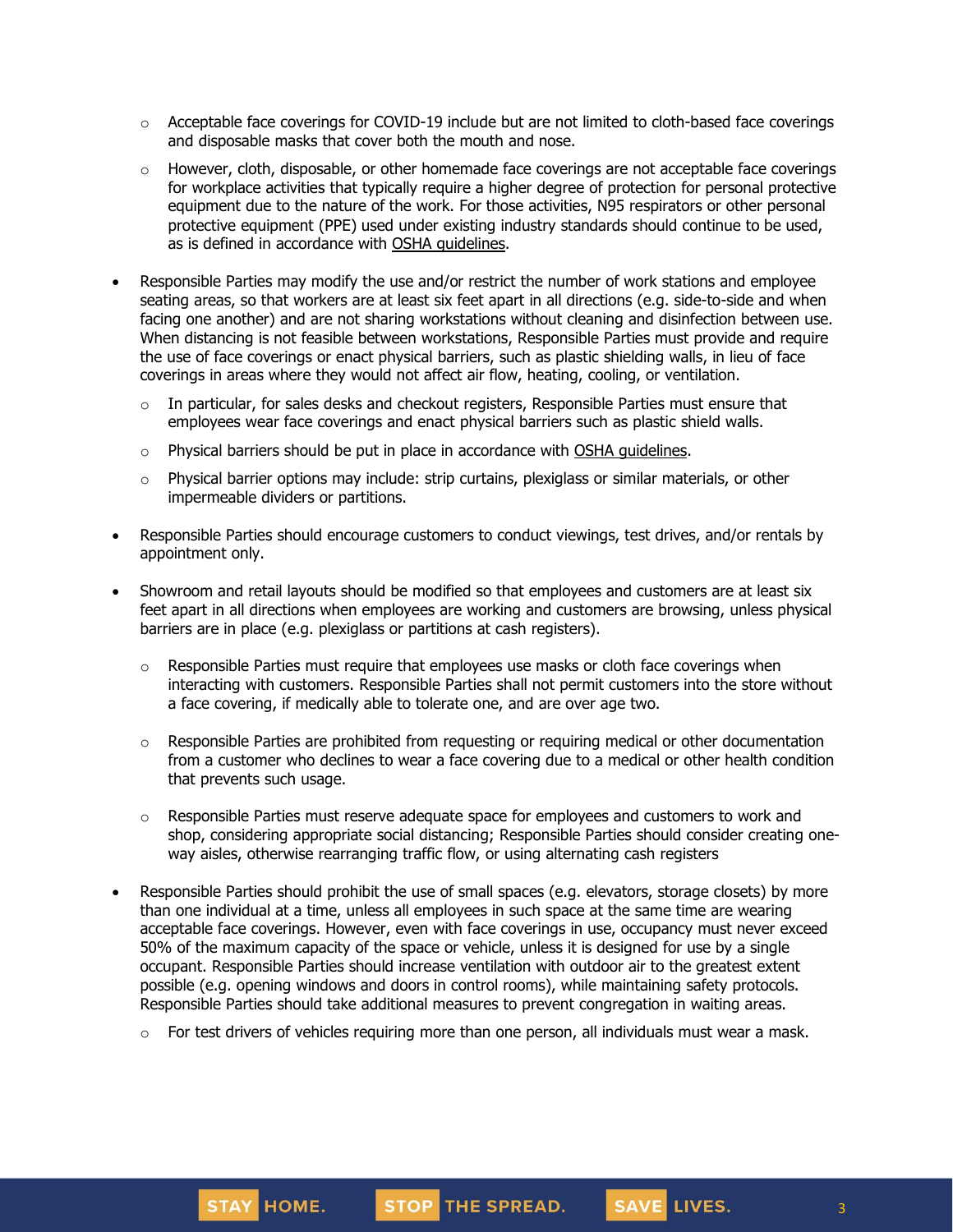- Acceptable face coverings for COVID-19 include but are not limited to cloth-based face coverings and disposable masks that cover both the mouth and nose.
    - However, cloth, disposable, or other homemade face coverings are not acceptable face coverings for workplace activities that typically require a higher degree of protection for personal protective equipment due to the nature of the work. For those activities, N95 respirators or other personal protective equipment (PPE) used under existing industry standards should continue to be used, as is defined in accordance with OSHA guidelines.

- Responsible Parties may modify the use and/or restrict the number of work stations and employee seating areas, so that workers are at least six feet apart in all directions (e.g. side-to-side and when facing one another) and are not sharing workstations without cleaning and disinfection between use. When distancing is not feasible between workstations, Responsible Parties must provide and require the use of face coverings or enact physical barriers, such as plastic shielding walls, in lieu of face coverings in areas where they would not affect air flow, heating, cooling, or ventilation.
    - In particular, for sales desks and checkout registers, Responsible Parties must ensure that employees wear face coverings and enact physical barriers such as plastic shield walls.
    - Physical barriers should be put in place in accordance with OSHA guidelines.
    - Physical barrier options may include: strip curtains, plexiglass or similar materials, or other impermeable dividers or partitions.

- Responsible Parties should encourage customers to conduct viewings, test drives, and/or rentals by appointment only.

- Showroom and retail layouts should be modified so that employees and customers are at least six feet apart in all directions when employees are working and customers are browsing, unless physical barriers are in place (e.g. plexiglass or partitions at cash registers).
    - Responsible Parties must require that employees use masks or cloth face coverings when interacting with customers. Responsible Parties shall not permit customers into the store without a face covering, if medically able to tolerate one, and are over age two.
    - Responsible Parties are prohibited from requesting or requiring medical or other documentation from a customer who declines to wear a face covering due to a medical or other health condition that prevents such usage.
    - Responsible Parties must reserve adequate space for employees and customers to work and shop, considering appropriate social distancing; Responsible Parties should consider creating one-way aisles, otherwise rearranging traffic flow, or using alternating cash registers

- Responsible Parties should prohibit the use of small spaces (e.g. elevators, storage closets) by more than one individual at a time, unless all employees in such space at the same time are wearing acceptable face coverings. However, even with face coverings in use, occupancy must never exceed 50% of the maximum capacity of the space or vehicle, unless it is designed for use by a single occupant. Responsible Parties should increase ventilation with outdoor air to the greatest extent possible (e.g. opening windows and doors in control rooms), while maintaining safety protocols. Responsible Parties should take additional measures to prevent congregation in waiting areas.
    - For test drivers of vehicles requiring more than one person, all individuals must wear a mask.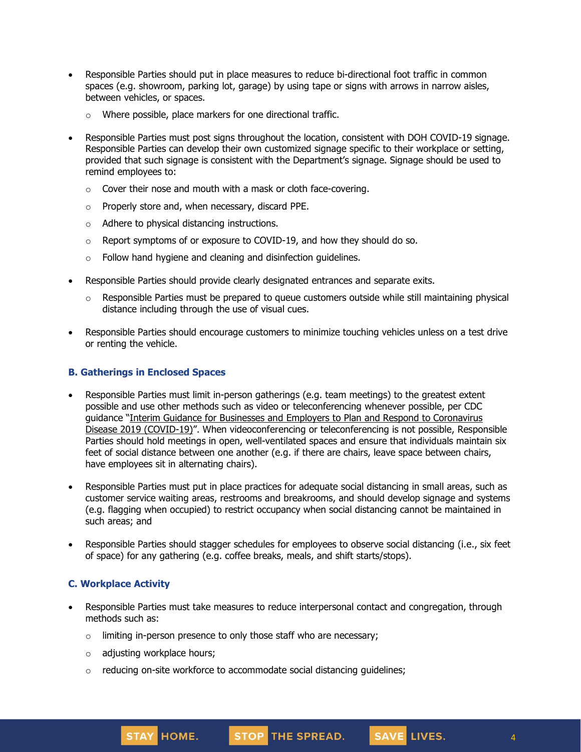- Responsible Parties should put in place measures to reduce bi-directional foot traffic in common spaces (e.g. showroom, parking lot, garage) by using tape or signs with arrows in narrow aisles, between vehicles, or spaces.
  - Where possible, place markers for one directional traffic.
- Responsible Parties must post signs throughout the location, consistent with DOH COVID-19 signage. Responsible Parties can develop their own customized signage specific to their workplace or setting, provided that such signage is consistent with the Department's signage. Signage should be used to remind employees to:
  - Cover their nose and mouth with a mask or cloth face-covering.
  - Properly store and, when necessary, discard PPE.
  - Adhere to physical distancing instructions.
  - Report symptoms of or exposure to COVID-19, and how they should do so.
  - Follow hand hygiene and cleaning and disinfection guidelines.
- Responsible Parties should provide clearly designated entrances and separate exits.
  - Responsible Parties must be prepared to queue customers outside while still maintaining physical distance including through the use of visual cues.
- Responsible Parties should encourage customers to minimize touching vehicles unless on a test drive or renting the vehicle.

### B. Gatherings in Enclosed Spaces

- Responsible Parties must limit in-person gatherings (e.g. team meetings) to the greatest extent possible and use other methods such as video or teleconferencing whenever possible, per CDC guidance "Interim Guidance for Businesses and Employers to Plan and Respond to Coronavirus Disease 2019 (COVID-19)". When videoconferencing or teleconferencing is not possible, Responsible Parties should hold meetings in open, well-ventilated spaces and ensure that individuals maintain six feet of social distance between one another (e.g. if there are chairs, leave space between chairs, have employees sit in alternating chairs).
- Responsible Parties must put in place practices for adequate social distancing in small areas, such as customer service waiting areas, restrooms and breakrooms, and should develop signage and systems (e.g. flagging when occupied) to restrict occupancy when social distancing cannot be maintained in such areas; and
- Responsible Parties should stagger schedules for employees to observe social distancing (i.e., six feet of space) for any gathering (e.g. coffee breaks, meals, and shift starts/stops).

### C. Workplace Activity

- Responsible Parties must take measures to reduce interpersonal contact and congregation, through methods such as:
  - limiting in-person presence to only those staff who are necessary;
  - adjusting workplace hours;
  - reducing on-site workforce to accommodate social distancing guidelines;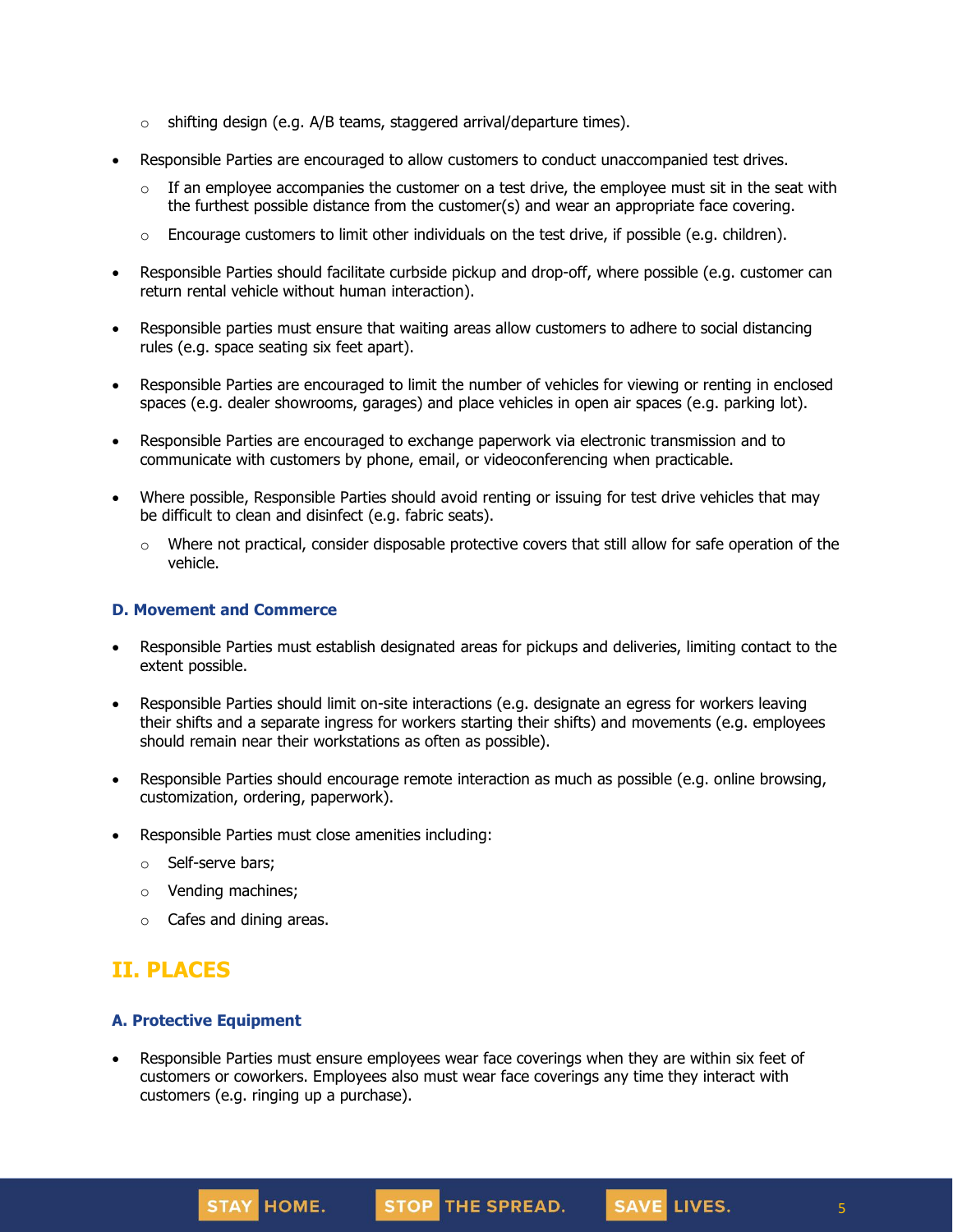- shifting design (e.g. A/B teams, staggered arrival/departure times).

- Responsible Parties are encouraged to allow customers to conduct unaccompanied test drives.
  - If an employee accompanies the customer on a test drive, the employee must sit in the seat with the furthest possible distance from the customer(s) and wear an appropriate face covering.
  - Encourage customers to limit other individuals on the test drive, if possible (e.g. children).

- Responsible Parties should facilitate curbside pickup and drop-off, where possible (e.g. customer can return rental vehicle without human interaction).

- Responsible parties must ensure that waiting areas allow customers to adhere to social distancing rules (e.g. space seating six feet apart).

- Responsible Parties are encouraged to limit the number of vehicles for viewing or renting in enclosed spaces (e.g. dealer showrooms, garages) and place vehicles in open air spaces (e.g. parking lot).

- Responsible Parties are encouraged to exchange paperwork via electronic transmission and to communicate with customers by phone, email, or videoconferencing when practicable.

- Where possible, Responsible Parties should avoid renting or issuing for test drive vehicles that may be difficult to clean and disinfect (e.g. fabric seats).
  - Where not practical, consider disposable protective covers that still allow for safe operation of the vehicle.

### D. Movement and Commerce

- Responsible Parties must establish designated areas for pickups and deliveries, limiting contact to the extent possible.

- Responsible Parties should limit on-site interactions (e.g. designate an egress for workers leaving their shifts and a separate ingress for workers starting their shifts) and movements (e.g. employees should remain near their workstations as often as possible).

- Responsible Parties should encourage remote interaction as much as possible (e.g. online browsing, customization, ordering, paperwork).

- Responsible Parties must close amenities including:
  - Self-serve bars;
  - Vending machines;
  - Cafes and dining areas.

## II. PLACES

### A. Protective Equipment

- Responsible Parties must ensure employees wear face coverings when they are within six feet of customers or coworkers. Employees also must wear face coverings any time they interact with customers (e.g. ringing up a purchase).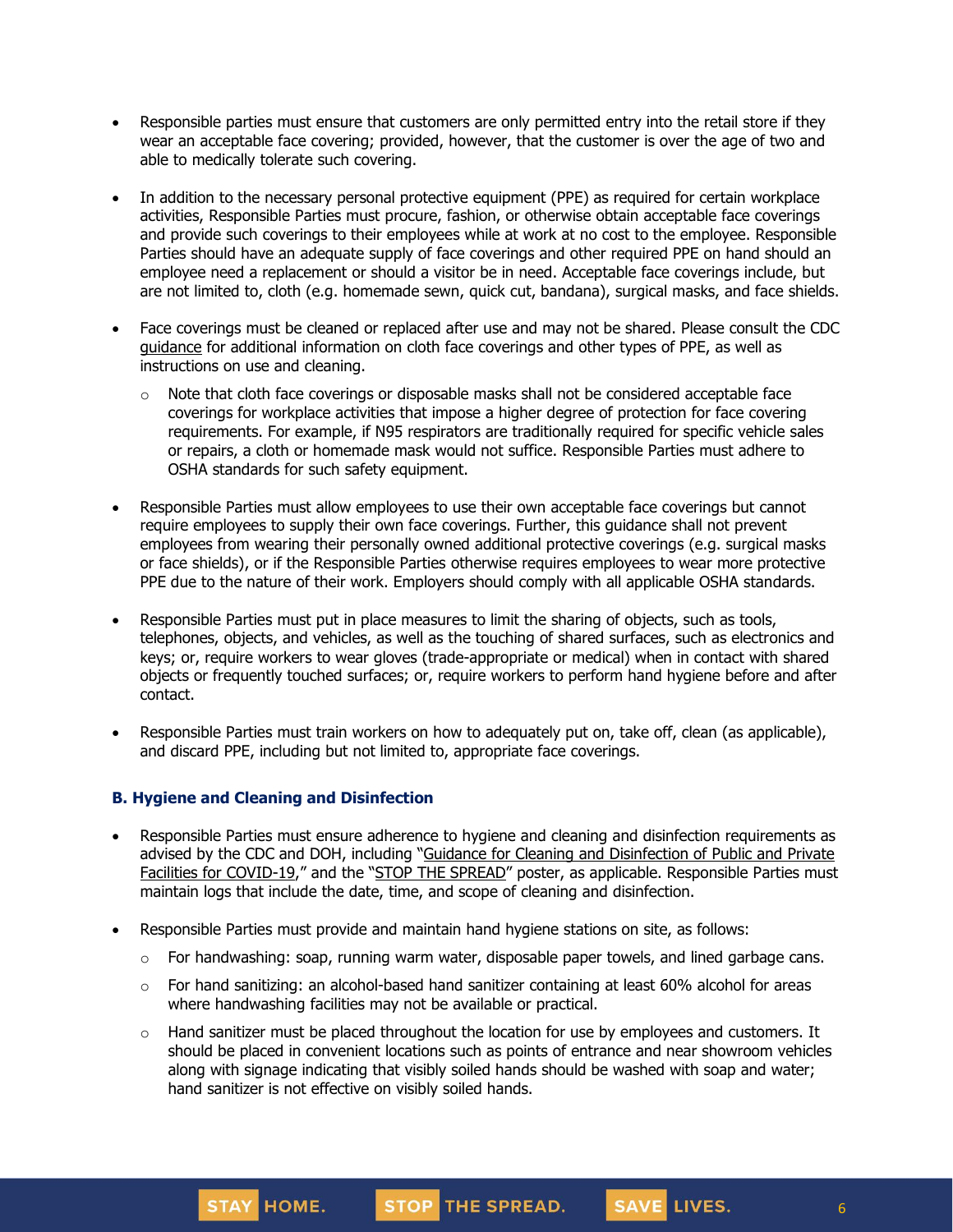- Responsible parties must ensure that customers are only permitted entry into the retail store if they wear an acceptable face covering; provided, however, that the customer is over the age of two and able to medically tolerate such covering.

- In addition to the necessary personal protective equipment (PPE) as required for certain workplace activities, Responsible Parties must procure, fashion, or otherwise obtain acceptable face coverings and provide such coverings to their employees while at work at no cost to the employee. Responsible Parties should have an adequate supply of face coverings and other required PPE on hand should an employee need a replacement or should a visitor be in need. Acceptable face coverings include, but are not limited to, cloth (e.g. homemade sewn, quick cut, bandana), surgical masks, and face shields.

- Face coverings must be cleaned or replaced after use and may not be shared. Please consult the CDC guidance for additional information on cloth face coverings and other types of PPE, as well as instructions on use and cleaning.
  - Note that cloth face coverings or disposable masks shall not be considered acceptable face coverings for workplace activities that impose a higher degree of protection for face covering requirements. For example, if N95 respirators are traditionally required for specific vehicle sales or repairs, a cloth or homemade mask would not suffice. Responsible Parties must adhere to OSHA standards for such safety equipment.

- Responsible Parties must allow employees to use their own acceptable face coverings but cannot require employees to supply their own face coverings. Further, this guidance shall not prevent employees from wearing their personally owned additional protective coverings (e.g. surgical masks or face shields), or if the Responsible Parties otherwise requires employees to wear more protective PPE due to the nature of their work. Employers should comply with all applicable OSHA standards.

- Responsible Parties must put in place measures to limit the sharing of objects, such as tools, telephones, objects, and vehicles, as well as the touching of shared surfaces, such as electronics and keys; or, require workers to wear gloves (trade-appropriate or medical) when in contact with shared objects or frequently touched surfaces; or, require workers to perform hand hygiene before and after contact.

- Responsible Parties must train workers on how to adequately put on, take off, clean (as applicable), and discard PPE, including but not limited to, appropriate face coverings.

### B. Hygiene and Cleaning and Disinfection

- Responsible Parties must ensure adherence to hygiene and cleaning and disinfection requirements as advised by the CDC and DOH, including "Guidance for Cleaning and Disinfection of Public and Private Facilities for COVID-19," and the "STOP THE SPREAD" poster, as applicable. Responsible Parties must maintain logs that include the date, time, and scope of cleaning and disinfection.

- Responsible Parties must provide and maintain hand hygiene stations on site, as follows:
  - For handwashing: soap, running warm water, disposable paper towels, and lined garbage cans.
  - For hand sanitizing: an alcohol-based hand sanitizer containing at least 60% alcohol for areas where handwashing facilities may not be available or practical.
  - Hand sanitizer must be placed throughout the location for use by employees and customers. It should be placed in convenient locations such as points of entrance and near showroom vehicles along with signage indicating that visibly soiled hands should be washed with soap and water; hand sanitizer is not effective on visibly soiled hands.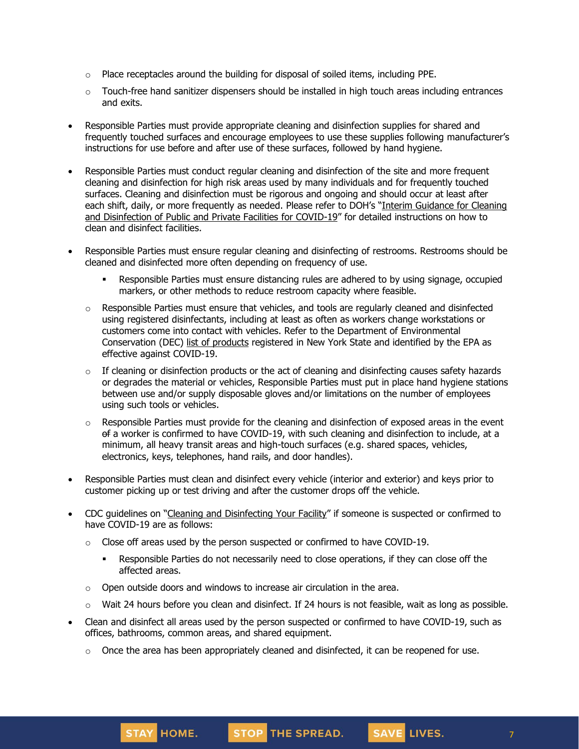- Place receptacles around the building for disposal of soiled items, including PPE.
  - Touch-free hand sanitizer dispensers should be installed in high touch areas including entrances and exits.

- Responsible Parties must provide appropriate cleaning and disinfection supplies for shared and frequently touched surfaces and encourage employees to use these supplies following manufacturer's instructions for use before and after use of these surfaces, followed by hand hygiene.

- Responsible Parties must conduct regular cleaning and disinfection of the site and more frequent cleaning and disinfection for high risk areas used by many individuals and for frequently touched surfaces. Cleaning and disinfection must be rigorous and ongoing and should occur at least after each shift, daily, or more frequently as needed. Please refer to DOH's "Interim Guidance for Cleaning and Disinfection of Public and Private Facilities for COVID-19" for detailed instructions on how to clean and disinfect facilities.

- Responsible Parties must ensure regular cleaning and disinfecting of restrooms. Restrooms should be cleaned and disinfected more often depending on frequency of use.
    - Responsible Parties must ensure distancing rules are adhered to by using signage, occupied markers, or other methods to reduce restroom capacity where feasible.
  - Responsible Parties must ensure that vehicles, and tools are regularly cleaned and disinfected using registered disinfectants, including at least as often as workers change workstations or customers come into contact with vehicles. Refer to the Department of Environmental Conservation (DEC) list of products registered in New York State and identified by the EPA as effective against COVID-19.
  - If cleaning or disinfection products or the act of cleaning and disinfecting causes safety hazards or degrades the material or vehicles, Responsible Parties must put in place hand hygiene stations between use and/or supply disposable gloves and/or limitations on the number of employees using such tools or vehicles.
  - Responsible Parties must provide for the cleaning and disinfection of exposed areas in the event ~~of~~ a worker is confirmed to have COVID-19, with such cleaning and disinfection to include, at a minimum, all heavy transit areas and high-touch surfaces (e.g. shared spaces, vehicles, electronics, keys, telephones, hand rails, and door handles).

- Responsible Parties must clean and disinfect every vehicle (interior and exterior) and keys prior to customer picking up or test driving and after the customer drops off the vehicle.

- CDC guidelines on "Cleaning and Disinfecting Your Facility" if someone is suspected or confirmed to have COVID-19 are as follows:
  - Close off areas used by the person suspected or confirmed to have COVID-19.
    - Responsible Parties do not necessarily need to close operations, if they can close off the affected areas.
  - Open outside doors and windows to increase air circulation in the area.
  - Wait 24 hours before you clean and disinfect. If 24 hours is not feasible, wait as long as possible.

- Clean and disinfect all areas used by the person suspected or confirmed to have COVID-19, such as offices, bathrooms, common areas, and shared equipment.
  - Once the area has been appropriately cleaned and disinfected, it can be reopened for use.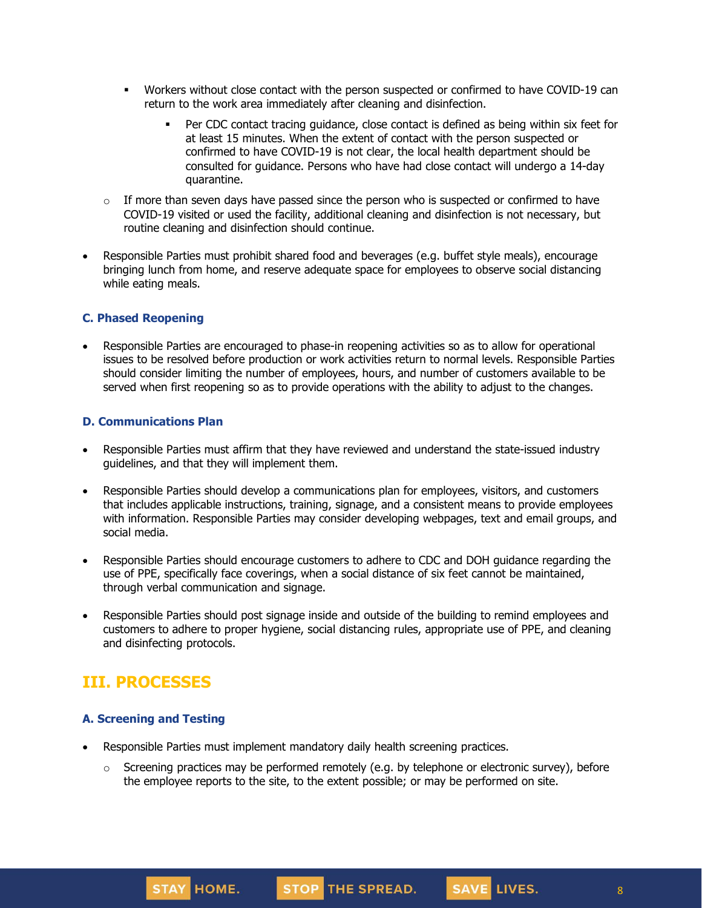- Workers without close contact with the person suspected or confirmed to have COVID-19 can return to the work area immediately after cleaning and disinfection.
            - Per CDC contact tracing guidance, close contact is defined as being within six feet for at least 15 minutes. When the extent of contact with the person suspected or confirmed to have COVID-19 is not clear, the local health department should be consulted for guidance. Persons who have had close contact will undergo a 14-day quarantine.
    - If more than seven days have passed since the person who is suspected or confirmed to have COVID-19 visited or used the facility, additional cleaning and disinfection is not necessary, but routine cleaning and disinfection should continue.

- Responsible Parties must prohibit shared food and beverages (e.g. buffet style meals), encourage bringing lunch from home, and reserve adequate space for employees to observe social distancing while eating meals.

### C. Phased Reopening

- Responsible Parties are encouraged to phase-in reopening activities so as to allow for operational issues to be resolved before production or work activities return to normal levels. Responsible Parties should consider limiting the number of employees, hours, and number of customers available to be served when first reopening so as to provide operations with the ability to adjust to the changes.

### D. Communications Plan

- Responsible Parties must affirm that they have reviewed and understand the state-issued industry guidelines, and that they will implement them.
- Responsible Parties should develop a communications plan for employees, visitors, and customers that includes applicable instructions, training, signage, and a consistent means to provide employees with information. Responsible Parties may consider developing webpages, text and email groups, and social media.
- Responsible Parties should encourage customers to adhere to CDC and DOH guidance regarding the use of PPE, specifically face coverings, when a social distance of six feet cannot be maintained, through verbal communication and signage.
- Responsible Parties should post signage inside and outside of the building to remind employees and customers to adhere to proper hygiene, social distancing rules, appropriate use of PPE, and cleaning and disinfecting protocols.

## III. PROCESSES

### A. Screening and Testing

- Responsible Parties must implement mandatory daily health screening practices.
    - Screening practices may be performed remotely (e.g. by telephone or electronic survey), before the employee reports to the site, to the extent possible; or may be performed on site.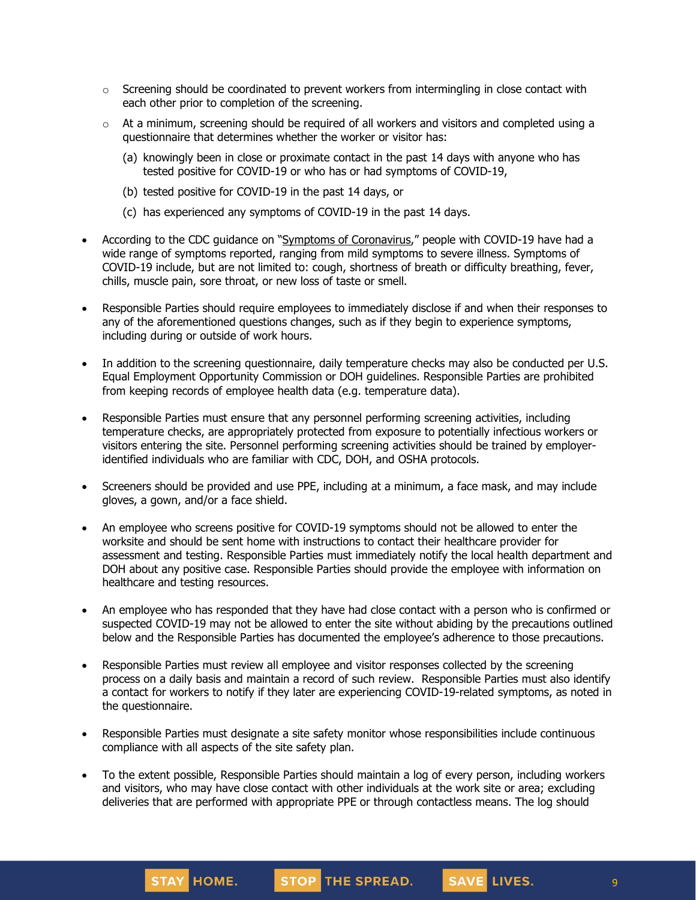- Screening should be coordinated to prevent workers from intermingling in close contact with each other prior to completion of the screening.
  - At a minimum, screening should be required of all workers and visitors and completed using a questionnaire that determines whether the worker or visitor has:
    (a) knowingly been in close or proximate contact in the past 14 days with anyone who has tested positive for COVID-19 or who has or had symptoms of COVID-19,

    (b) tested positive for COVID-19 in the past 14 days, or

    (c) has experienced any symptoms of COVID-19 in the past 14 days.

- According to the CDC guidance on "Symptoms of Coronavirus," people with COVID-19 have had a wide range of symptoms reported, ranging from mild symptoms to severe illness. Symptoms of COVID-19 include, but are not limited to: cough, shortness of breath or difficulty breathing, fever, chills, muscle pain, sore throat, or new loss of taste or smell.

- Responsible Parties should require employees to immediately disclose if and when their responses to any of the aforementioned questions changes, such as if they begin to experience symptoms, including during or outside of work hours.

- In addition to the screening questionnaire, daily temperature checks may also be conducted per U.S. Equal Employment Opportunity Commission or DOH guidelines. Responsible Parties are prohibited from keeping records of employee health data (e.g. temperature data).

- Responsible Parties must ensure that any personnel performing screening activities, including temperature checks, are appropriately protected from exposure to potentially infectious workers or visitors entering the site. Personnel performing screening activities should be trained by employer-identified individuals who are familiar with CDC, DOH, and OSHA protocols.

- Screeners should be provided and use PPE, including at a minimum, a face mask, and may include gloves, a gown, and/or a face shield.

- An employee who screens positive for COVID-19 symptoms should not be allowed to enter the worksite and should be sent home with instructions to contact their healthcare provider for assessment and testing. Responsible Parties must immediately notify the local health department and DOH about any positive case. Responsible Parties should provide the employee with information on healthcare and testing resources.

- An employee who has responded that they have had close contact with a person who is confirmed or suspected COVID-19 may not be allowed to enter the site without abiding by the precautions outlined below and the Responsible Parties has documented the employee's adherence to those precautions.

- Responsible Parties must review all employee and visitor responses collected by the screening process on a daily basis and maintain a record of such review. Responsible Parties must also identify a contact for workers to notify if they later are experiencing COVID-19-related symptoms, as noted in the questionnaire.

- Responsible Parties must designate a site safety monitor whose responsibilities include continuous compliance with all aspects of the site safety plan.

- To the extent possible, Responsible Parties should maintain a log of every person, including workers and visitors, who may have close contact with other individuals at the work site or area; excluding deliveries that are performed with appropriate PPE or through contactless means. The log should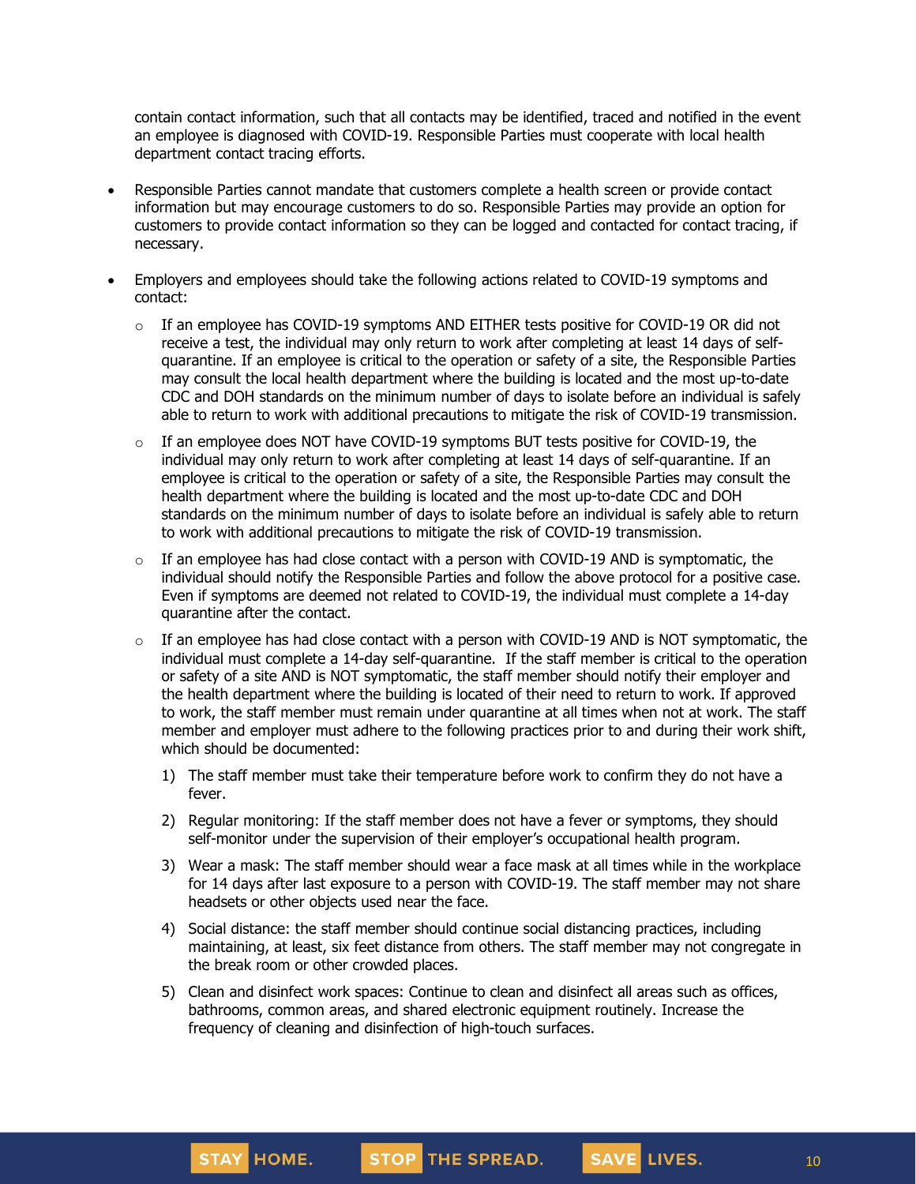contain contact information, such that all contacts may be identified, traced and notified in the event an employee is diagnosed with COVID-19. Responsible Parties must cooperate with local health department contact tracing efforts.

- Responsible Parties cannot mandate that customers complete a health screen or provide contact information but may encourage customers to do so. Responsible Parties may provide an option for customers to provide contact information so they can be logged and contacted for contact tracing, if necessary.
- Employers and employees should take the following actions related to COVID-19 symptoms and contact:
  - If an employee has COVID-19 symptoms AND EITHER tests positive for COVID-19 OR did not receive a test, the individual may only return to work after completing at least 14 days of self-quarantine. If an employee is critical to the operation or safety of a site, the Responsible Parties may consult the local health department where the building is located and the most up-to-date CDC and DOH standards on the minimum number of days to isolate before an individual is safely able to return to work with additional precautions to mitigate the risk of COVID-19 transmission.
  - If an employee does NOT have COVID-19 symptoms BUT tests positive for COVID-19, the individual may only return to work after completing at least 14 days of self-quarantine. If an employee is critical to the operation or safety of a site, the Responsible Parties may consult the health department where the building is located and the most up-to-date CDC and DOH standards on the minimum number of days to isolate before an individual is safely able to return to work with additional precautions to mitigate the risk of COVID-19 transmission.
  - If an employee has had close contact with a person with COVID-19 AND is symptomatic, the individual should notify the Responsible Parties and follow the above protocol for a positive case. Even if symptoms are deemed not related to COVID-19, the individual must complete a 14-day quarantine after the contact.
  - If an employee has had close contact with a person with COVID-19 AND is NOT symptomatic, the individual must complete a 14-day self-quarantine. If the staff member is critical to the operation or safety of a site AND is NOT symptomatic, the staff member should notify their employer and the health department where the building is located of their need to return to work. If approved to work, the staff member must remain under quarantine at all times when not at work. The staff member and employer must adhere to the following practices prior to and during their work shift, which should be documented:
    1) The staff member must take their temperature before work to confirm they do not have a fever.
    2) Regular monitoring: If the staff member does not have a fever or symptoms, they should self-monitor under the supervision of their employer's occupational health program.
    3) Wear a mask: The staff member should wear a face mask at all times while in the workplace for 14 days after last exposure to a person with COVID-19. The staff member may not share headsets or other objects used near the face.
    4) Social distance: the staff member should continue social distancing practices, including maintaining, at least, six feet distance from others. The staff member may not congregate in the break room or other crowded places.
    5) Clean and disinfect work spaces: Continue to clean and disinfect all areas such as offices, bathrooms, common areas, and shared electronic equipment routinely. Increase the frequency of cleaning and disinfection of high-touch surfaces.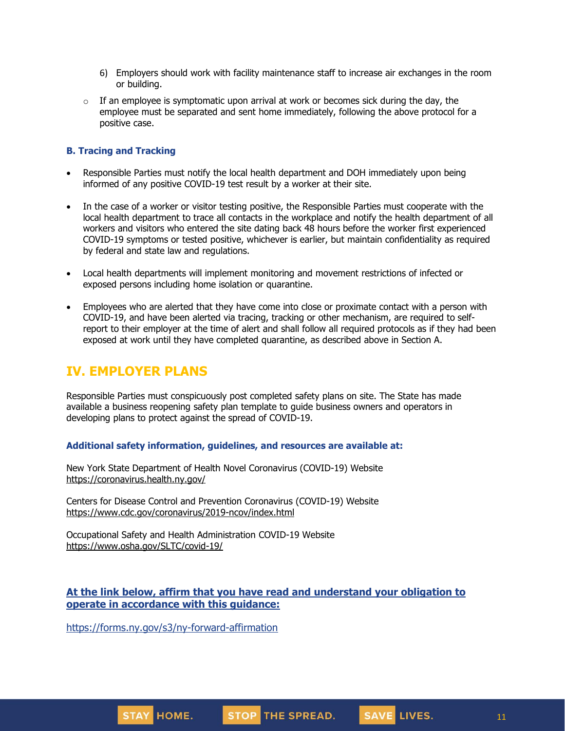6) Employers should work with facility maintenance staff to increase air exchanges in the room or building.

- If an employee is symptomatic upon arrival at work or becomes sick during the day, the employee must be separated and sent home immediately, following the above protocol for a positive case.

### B. Tracing and Tracking

- Responsible Parties must notify the local health department and DOH immediately upon being informed of any positive COVID-19 test result by a worker at their site.
- In the case of a worker or visitor testing positive, the Responsible Parties must cooperate with the local health department to trace all contacts in the workplace and notify the health department of all workers and visitors who entered the site dating back 48 hours before the worker first experienced COVID-19 symptoms or tested positive, whichever is earlier, but maintain confidentiality as required by federal and state law and regulations.
- Local health departments will implement monitoring and movement restrictions of infected or exposed persons including home isolation or quarantine.
- Employees who are alerted that they have come into close or proximate contact with a person with COVID-19, and have been alerted via tracing, tracking or other mechanism, are required to self-report to their employer at the time of alert and shall follow all required protocols as if they had been exposed at work until they have completed quarantine, as described above in Section A.

## IV. EMPLOYER PLANS

Responsible Parties must conspicuously post completed safety plans on site. The State has made available a business reopening safety plan template to guide business owners and operators in developing plans to protect against the spread of COVID-19.

**Additional safety information, guidelines, and resources are available at:**

New York State Department of Health Novel Coronavirus (COVID-19) Website
https://coronavirus.health.ny.gov/

Centers for Disease Control and Prevention Coronavirus (COVID-19) Website
https://www.cdc.gov/coronavirus/2019-ncov/index.html

Occupational Safety and Health Administration COVID-19 Website
https://www.osha.gov/SLTC/covid-19/

**At the link below, affirm that you have read and understand your obligation to operate in accordance with this guidance:**

https://forms.ny.gov/s3/ny-forward-affirmation